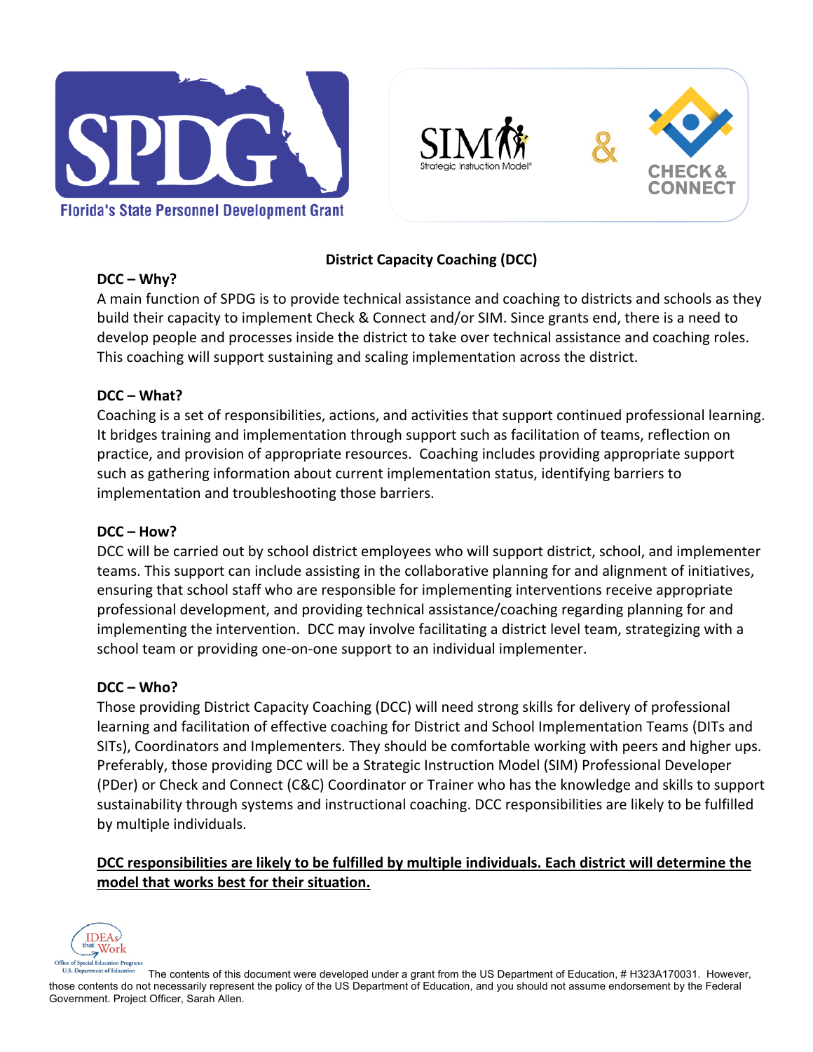Florida's State Personnel Development Grant

# District Capacity Coaching (DCC)

**DCC – Why?**

A main function of SPDG is to provide technical assistance and coaching to districts and schools as they build their capacity to implement Check & Connect and/or SIM. Since grants end, there is a need to develop people and processes inside the district to take over technical assistance and coaching roles. This coaching will support sustaining and scaling implementation across the district.

**DCC – What?**

Coaching is a set of responsibilities, actions, and activities that support continued professional learning. It bridges training and implementation through support such as facilitation of teams, reflection on practice, and provision of appropriate resources. Coaching includes providing appropriate support such as gathering information about current implementation status, identifying barriers to implementation and troubleshooting those barriers.

**DCC – How?**

DCC will be carried out by school district employees who will support district, school, and implementer teams. This support can include assisting in the collaborative planning for and alignment of initiatives, ensuring that school staff who are responsible for implementing interventions receive appropriate professional development, and providing technical assistance/coaching regarding planning for and implementing the intervention. DCC may involve facilitating a district level team, strategizing with a school team or providing one-on-one support to an individual implementer.

**DCC – Who?**

Those providing District Capacity Coaching (DCC) will need strong skills for delivery of professional learning and facilitation of effective coaching for District and School Implementation Teams (DITs and SITs), Coordinators and Implementers. They should be comfortable working with peers and higher ups. Preferably, those providing DCC will be a Strategic Instruction Model (SIM) Professional Developer (PDer) or Check and Connect (C&C) Coordinator or Trainer who has the knowledge and skills to support sustainability through systems and instructional coaching. DCC responsibilities are likely to be fulfilled by multiple individuals.

**DCC responsibilities are likely to be fulfilled by multiple individuals. Each district will determine the model that works best for their situation.**

The contents of this document were developed under a grant from the US Department of Education, # H323A170031. However, those contents do not necessarily represent the policy of the US Department of Education, and you should not assume endorsement by the Federal Government. Project Officer, Sarah Allen.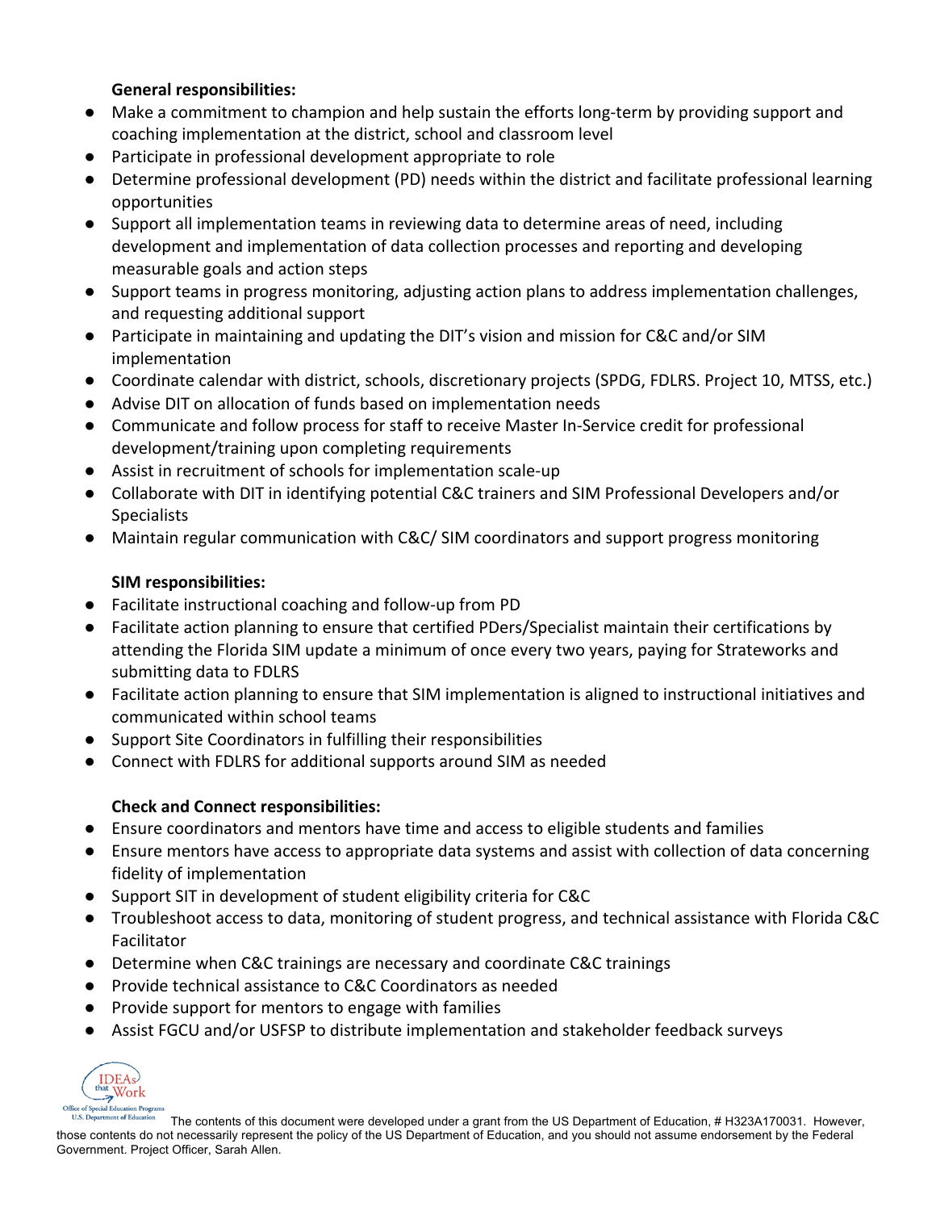**General responsibilities:**

- Make a commitment to champion and help sustain the efforts long-term by providing support and coaching implementation at the district, school and classroom level
- Participate in professional development appropriate to role
- Determine professional development (PD) needs within the district and facilitate professional learning opportunities
- Support all implementation teams in reviewing data to determine areas of need, including development and implementation of data collection processes and reporting and developing measurable goals and action steps
- Support teams in progress monitoring, adjusting action plans to address implementation challenges, and requesting additional support
- Participate in maintaining and updating the DIT's vision and mission for C&C and/or SIM implementation
- Coordinate calendar with district, schools, discretionary projects (SPDG, FDLRS. Project 10, MTSS, etc.)
- Advise DIT on allocation of funds based on implementation needs
- Communicate and follow process for staff to receive Master In-Service credit for professional development/training upon completing requirements
- Assist in recruitment of schools for implementation scale-up
- Collaborate with DIT in identifying potential C&C trainers and SIM Professional Developers and/or Specialists
- Maintain regular communication with C&C/ SIM coordinators and support progress monitoring

**SIM responsibilities:**

- Facilitate instructional coaching and follow-up from PD
- Facilitate action planning to ensure that certified PDers/Specialist maintain their certifications by attending the Florida SIM update a minimum of once every two years, paying for Strateworks and submitting data to FDLRS
- Facilitate action planning to ensure that SIM implementation is aligned to instructional initiatives and communicated within school teams
- Support Site Coordinators in fulfilling their responsibilities
- Connect with FDLRS for additional supports around SIM as needed

**Check and Connect responsibilities:**

- Ensure coordinators and mentors have time and access to eligible students and families
- Ensure mentors have access to appropriate data systems and assist with collection of data concerning fidelity of implementation
- Support SIT in development of student eligibility criteria for C&C
- Troubleshoot access to data, monitoring of student progress, and technical assistance with Florida C&C Facilitator
- Determine when C&C trainings are necessary and coordinate C&C trainings
- Provide technical assistance to C&C Coordinators as needed
- Provide support for mentors to engage with families
- Assist FGCU and/or USFSP to distribute implementation and stakeholder feedback surveys

The contents of this document were developed under a grant from the US Department of Education, # H323A170031. However, those contents do not necessarily represent the policy of the US Department of Education, and you should not assume endorsement by the Federal Government. Project Officer, Sarah Allen.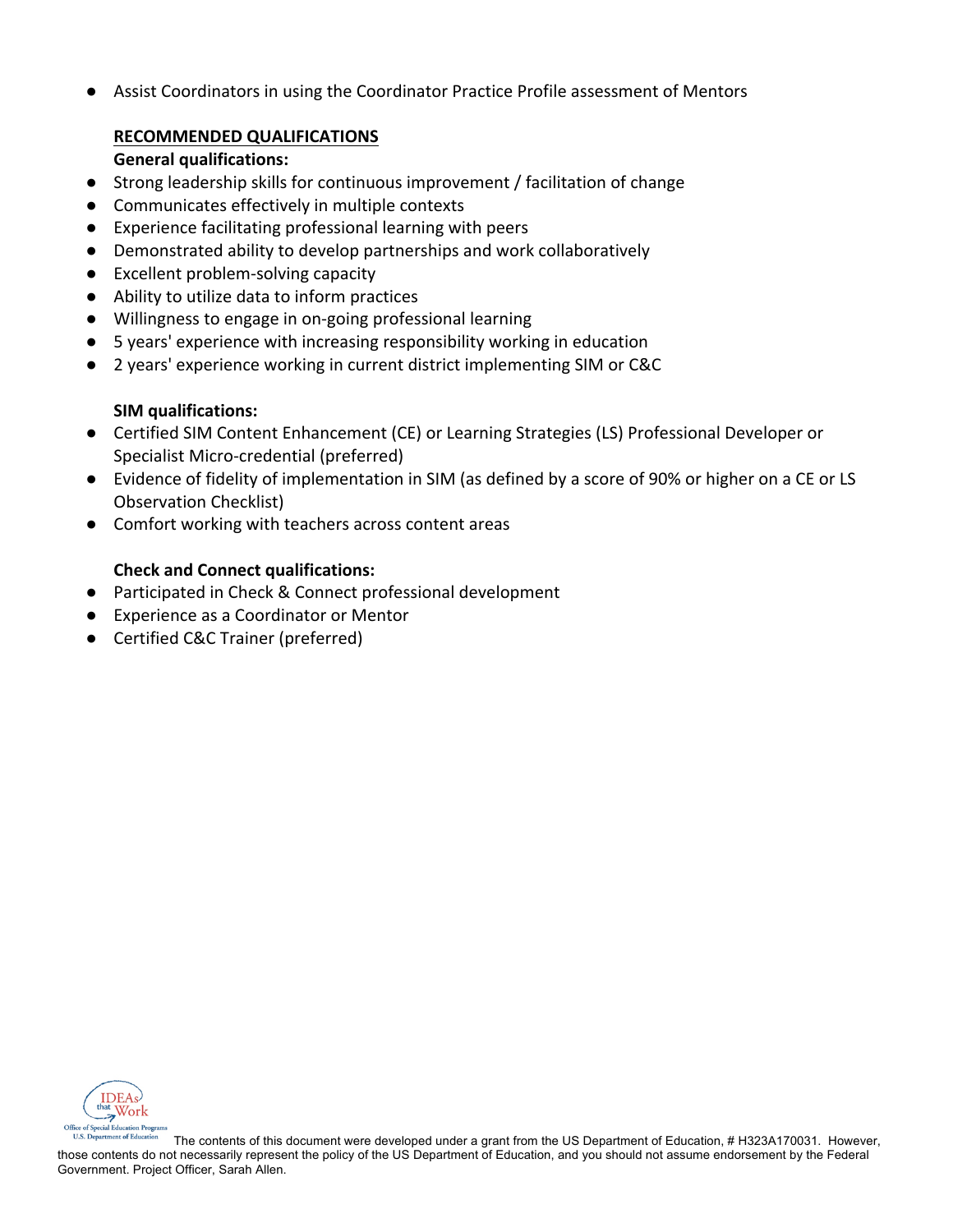- Assist Coordinators in using the Coordinator Practice Profile assessment of Mentors

## RECOMMENDED QUALIFICATIONS

**General qualifications:**

- Strong leadership skills for continuous improvement / facilitation of change
- Communicates effectively in multiple contexts
- Experience facilitating professional learning with peers
- Demonstrated ability to develop partnerships and work collaboratively
- Excellent problem-solving capacity
- Ability to utilize data to inform practices
- Willingness to engage in on-going professional learning
- 5 years' experience with increasing responsibility working in education
- 2 years' experience working in current district implementing SIM or C&C

**SIM qualifications:**

- Certified SIM Content Enhancement (CE) or Learning Strategies (LS) Professional Developer or Specialist Micro-credential (preferred)
- Evidence of fidelity of implementation in SIM (as defined by a score of 90% or higher on a CE or LS Observation Checklist)
- Comfort working with teachers across content areas

**Check and Connect qualifications:**

- Participated in Check & Connect professional development
- Experience as a Coordinator or Mentor
- Certified C&C Trainer (preferred)

IDEAs that Work
Office of Special Education Programs
U.S. Department of Education

The contents of this document were developed under a grant from the US Department of Education, # H323A170031. However, those contents do not necessarily represent the policy of the US Department of Education, and you should not assume endorsement by the Federal Government. Project Officer, Sarah Allen.